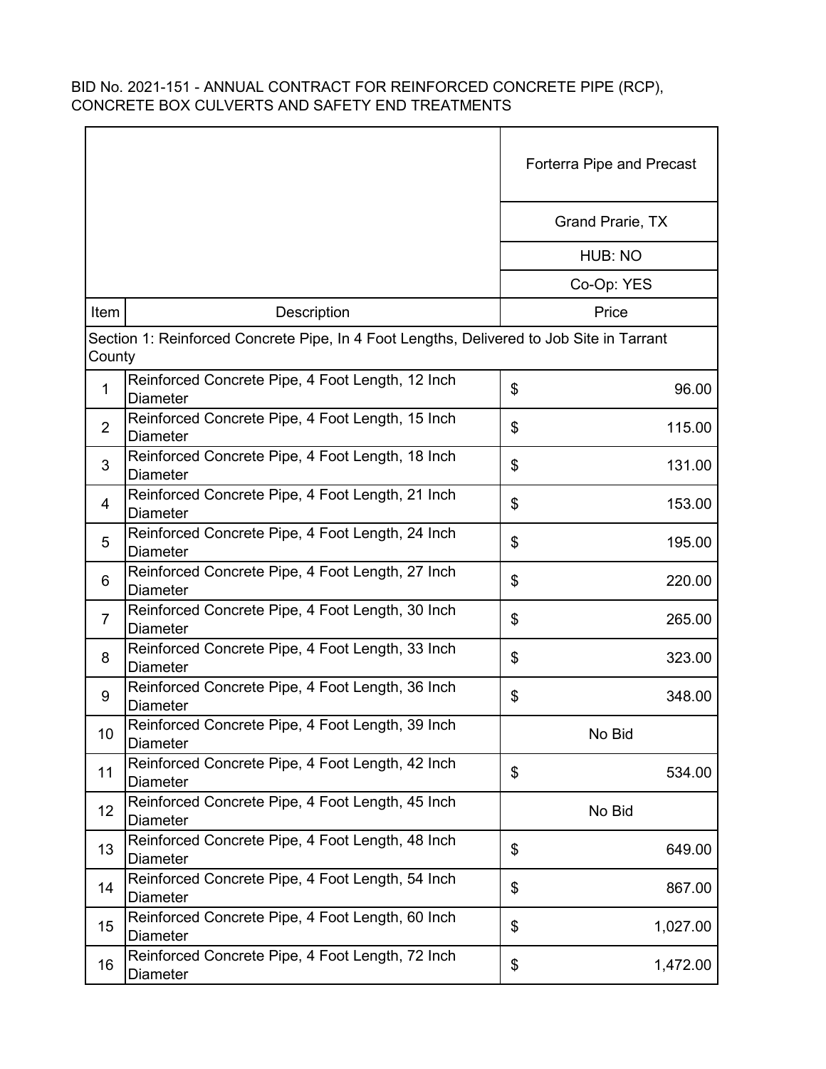BID No. 2021-151 - ANNUAL CONTRACT FOR REINFORCED CONCRETE PIPE (RCP), CONCRETE BOX CULVERTS AND SAFETY END TREATMENTS

| | | Forterra Pipe and Precast |
|---|---|---|
| | | Grand Prarie, TX |
| | | HUB: NO |
| | | Co-Op: YES |
| Item | Description | Price |
| Section 1: Reinforced Concrete Pipe, In 4 Foot Lengths, Delivered to Job Site in Tarrant County | | |
| 1 | Reinforced Concrete Pipe, 4 Foot Length, 12 Inch Diameter | $ 96.00 |
| 2 | Reinforced Concrete Pipe, 4 Foot Length, 15 Inch Diameter | $ 115.00 |
| 3 | Reinforced Concrete Pipe, 4 Foot Length, 18 Inch Diameter | $ 131.00 |
| 4 | Reinforced Concrete Pipe, 4 Foot Length, 21 Inch Diameter | $ 153.00 |
| 5 | Reinforced Concrete Pipe, 4 Foot Length, 24 Inch Diameter | $ 195.00 |
| 6 | Reinforced Concrete Pipe, 4 Foot Length, 27 Inch Diameter | $ 220.00 |
| 7 | Reinforced Concrete Pipe, 4 Foot Length, 30 Inch Diameter | $ 265.00 |
| 8 | Reinforced Concrete Pipe, 4 Foot Length, 33 Inch Diameter | $ 323.00 |
| 9 | Reinforced Concrete Pipe, 4 Foot Length, 36 Inch Diameter | $ 348.00 |
| 10 | Reinforced Concrete Pipe, 4 Foot Length, 39 Inch Diameter | No Bid |
| 11 | Reinforced Concrete Pipe, 4 Foot Length, 42 Inch Diameter | $ 534.00 |
| 12 | Reinforced Concrete Pipe, 4 Foot Length, 45 Inch Diameter | No Bid |
| 13 | Reinforced Concrete Pipe, 4 Foot Length, 48 Inch Diameter | $ 649.00 |
| 14 | Reinforced Concrete Pipe, 4 Foot Length, 54 Inch Diameter | $ 867.00 |
| 15 | Reinforced Concrete Pipe, 4 Foot Length, 60 Inch Diameter | $ 1,027.00 |
| 16 | Reinforced Concrete Pipe, 4 Foot Length, 72 Inch Diameter | $ 1,472.00 |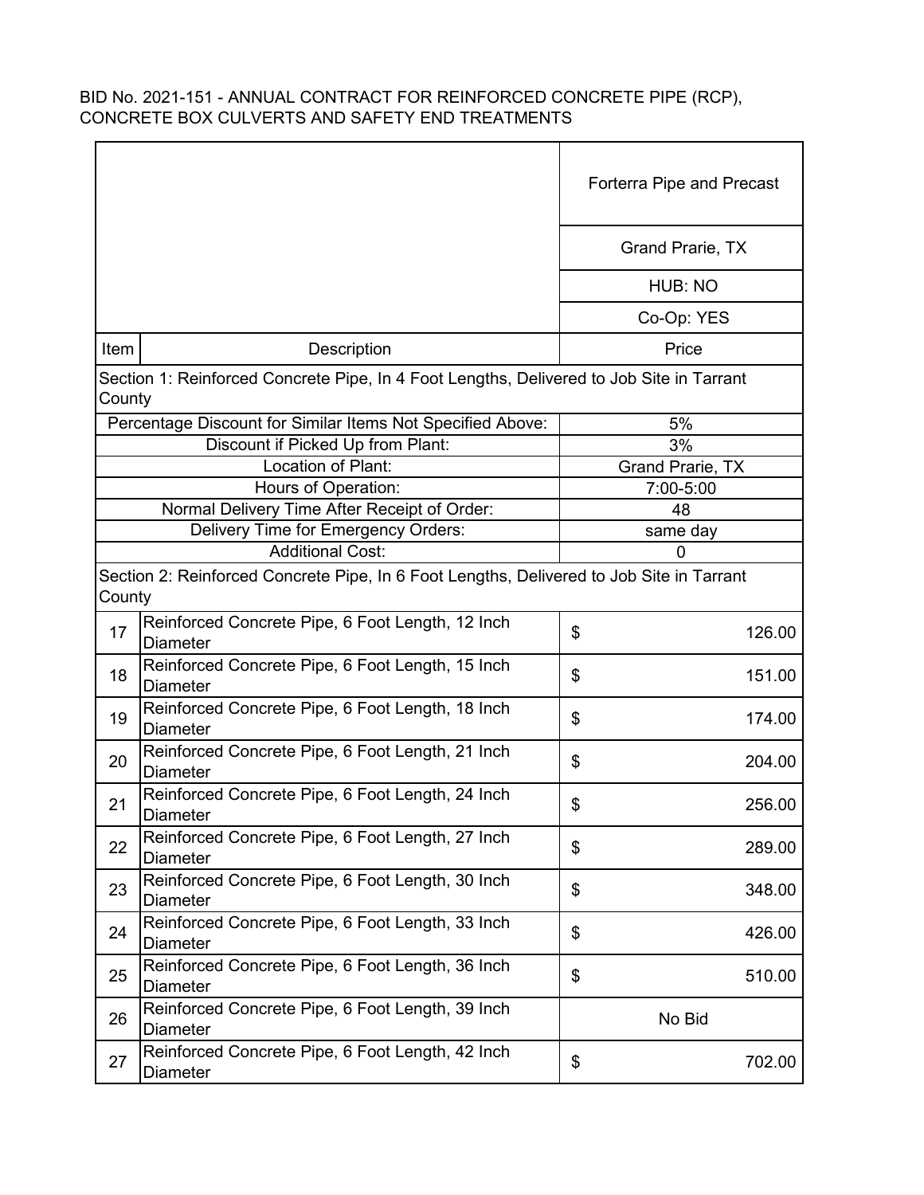BID No. 2021-151 - ANNUAL CONTRACT FOR REINFORCED CONCRETE PIPE (RCP), CONCRETE BOX CULVERTS AND SAFETY END TREATMENTS

| | | Forterra Pipe and Precast |
|---|---|---|
| | | Grand Prarie, TX |
| | | HUB: NO |
| | | Co-Op: YES |
| Item | Description | Price |
| Section 1: Reinforced Concrete Pipe, In 4 Foot Lengths, Delivered to Job Site in Tarrant County | | |
| Percentage Discount for Similar Items Not Specified Above: | | 5% |
| Discount if Picked Up from Plant: | | 3% |
| Location of Plant: | | Grand Prarie, TX |
| Hours of Operation: | | 7:00-5:00 |
| Normal Delivery Time After Receipt of Order: | | 48 |
| Delivery Time for Emergency Orders: | | same day |
| Additional Cost: | | 0 |
| Section 2: Reinforced Concrete Pipe, In 6 Foot Lengths, Delivered to Job Site in Tarrant County | | |
| 17 | Reinforced Concrete Pipe, 6 Foot Length, 12 Inch Diameter | $ 126.00 |
| 18 | Reinforced Concrete Pipe, 6 Foot Length, 15 Inch Diameter | $ 151.00 |
| 19 | Reinforced Concrete Pipe, 6 Foot Length, 18 Inch Diameter | $ 174.00 |
| 20 | Reinforced Concrete Pipe, 6 Foot Length, 21 Inch Diameter | $ 204.00 |
| 21 | Reinforced Concrete Pipe, 6 Foot Length, 24 Inch Diameter | $ 256.00 |
| 22 | Reinforced Concrete Pipe, 6 Foot Length, 27 Inch Diameter | $ 289.00 |
| 23 | Reinforced Concrete Pipe, 6 Foot Length, 30 Inch Diameter | $ 348.00 |
| 24 | Reinforced Concrete Pipe, 6 Foot Length, 33 Inch Diameter | $ 426.00 |
| 25 | Reinforced Concrete Pipe, 6 Foot Length, 36 Inch Diameter | $ 510.00 |
| 26 | Reinforced Concrete Pipe, 6 Foot Length, 39 Inch Diameter | No Bid |
| 27 | Reinforced Concrete Pipe, 6 Foot Length, 42 Inch Diameter | $ 702.00 |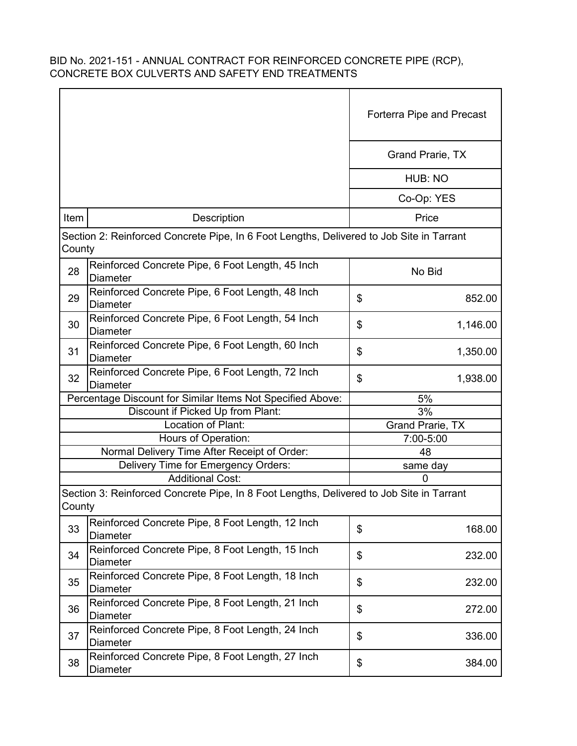BID No. 2021-151 - ANNUAL CONTRACT FOR REINFORCED CONCRETE PIPE (RCP), CONCRETE BOX CULVERTS AND SAFETY END TREATMENTS

| | | Forterra Pipe and Precast |
|---|---|---|
| | | Grand Prarie, TX |
| | | HUB: NO |
| | | Co-Op: YES |
| Item | Description | Price |
| Section 2: Reinforced Concrete Pipe, In 6 Foot Lengths, Delivered to Job Site in Tarrant County | | |
| 28 | Reinforced Concrete Pipe, 6 Foot Length, 45 Inch Diameter | No Bid |
| 29 | Reinforced Concrete Pipe, 6 Foot Length, 48 Inch Diameter | $ 852.00 |
| 30 | Reinforced Concrete Pipe, 6 Foot Length, 54 Inch Diameter | $ 1,146.00 |
| 31 | Reinforced Concrete Pipe, 6 Foot Length, 60 Inch Diameter | $ 1,350.00 |
| 32 | Reinforced Concrete Pipe, 6 Foot Length, 72 Inch Diameter | $ 1,938.00 |
| Percentage Discount for Similar Items Not Specified Above: | | 5% |
| Discount if Picked Up from Plant: | | 3% |
| Location of Plant: | | Grand Prarie, TX |
| Hours of Operation: | | 7:00-5:00 |
| Normal Delivery Time After Receipt of Order: | | 48 |
| Delivery Time for Emergency Orders: | | same day |
| Additional Cost: | | 0 |
| Section 3: Reinforced Concrete Pipe, In 8 Foot Lengths, Delivered to Job Site in Tarrant County | | |
| 33 | Reinforced Concrete Pipe, 8 Foot Length, 12 Inch Diameter | $ 168.00 |
| 34 | Reinforced Concrete Pipe, 8 Foot Length, 15 Inch Diameter | $ 232.00 |
| 35 | Reinforced Concrete Pipe, 8 Foot Length, 18 Inch Diameter | $ 232.00 |
| 36 | Reinforced Concrete Pipe, 8 Foot Length, 21 Inch Diameter | $ 272.00 |
| 37 | Reinforced Concrete Pipe, 8 Foot Length, 24 Inch Diameter | $ 336.00 |
| 38 | Reinforced Concrete Pipe, 8 Foot Length, 27 Inch Diameter | $ 384.00 |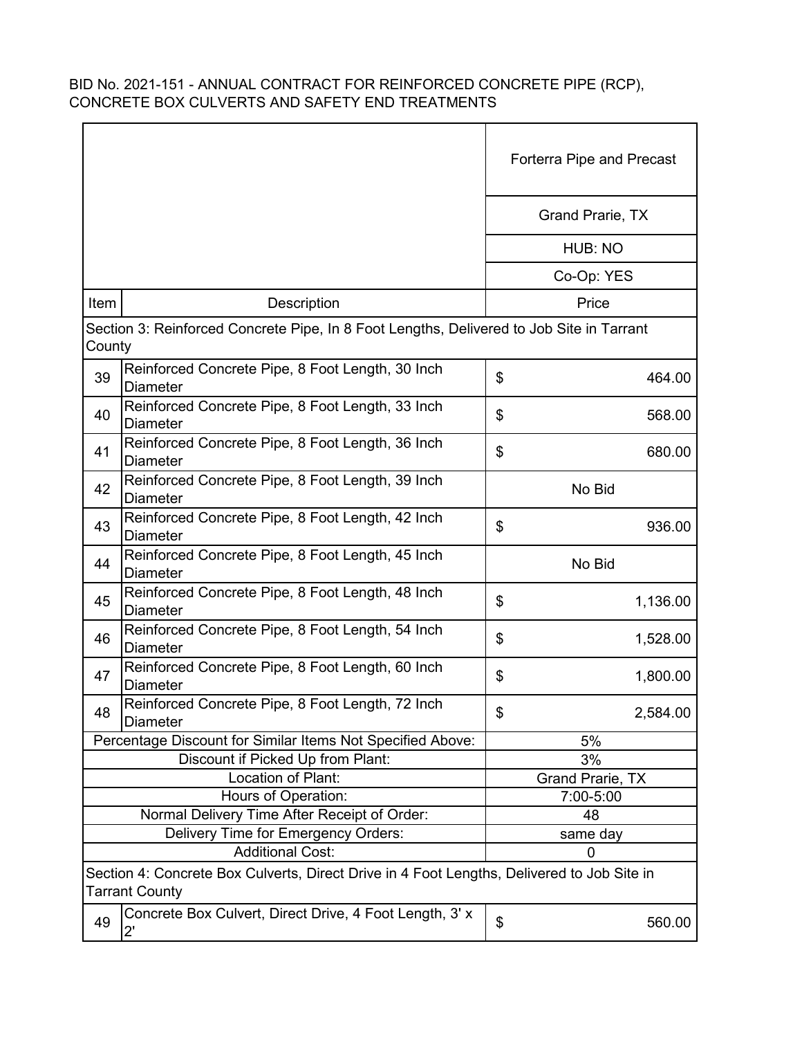BID No. 2021-151 - ANNUAL CONTRACT FOR REINFORCED CONCRETE PIPE (RCP), CONCRETE BOX CULVERTS AND SAFETY END TREATMENTS

| | | Forterra Pipe and Precast |
|---|---|---|
| | | Grand Prarie, TX |
| | | HUB: NO |
| | | Co-Op: YES |
| Item | Description | Price |
| Section 3: Reinforced Concrete Pipe, In 8 Foot Lengths, Delivered to Job Site in Tarrant County | | |
| 39 | Reinforced Concrete Pipe, 8 Foot Length, 30 Inch Diameter | $ 464.00 |
| 40 | Reinforced Concrete Pipe, 8 Foot Length, 33 Inch Diameter | $ 568.00 |
| 41 | Reinforced Concrete Pipe, 8 Foot Length, 36 Inch Diameter | $ 680.00 |
| 42 | Reinforced Concrete Pipe, 8 Foot Length, 39 Inch Diameter | No Bid |
| 43 | Reinforced Concrete Pipe, 8 Foot Length, 42 Inch Diameter | $ 936.00 |
| 44 | Reinforced Concrete Pipe, 8 Foot Length, 45 Inch Diameter | No Bid |
| 45 | Reinforced Concrete Pipe, 8 Foot Length, 48 Inch Diameter | $ 1,136.00 |
| 46 | Reinforced Concrete Pipe, 8 Foot Length, 54 Inch Diameter | $ 1,528.00 |
| 47 | Reinforced Concrete Pipe, 8 Foot Length, 60 Inch Diameter | $ 1,800.00 |
| 48 | Reinforced Concrete Pipe, 8 Foot Length, 72 Inch Diameter | $ 2,584.00 |
| Percentage Discount for Similar Items Not Specified Above: | | 5% |
| Discount if Picked Up from Plant: | | 3% |
| Location of Plant: | | Grand Prarie, TX |
| Hours of Operation: | | 7:00-5:00 |
| Normal Delivery Time After Receipt of Order: | | 48 |
| Delivery Time for Emergency Orders: | | same day |
| Additional Cost: | | 0 |
| Section 4: Concrete Box Culverts, Direct Drive in 4 Foot Lengths, Delivered to Job Site in Tarrant County | | |
| 49 | Concrete Box Culvert, Direct Drive, 4 Foot Length, 3' x 2' | $ 560.00 |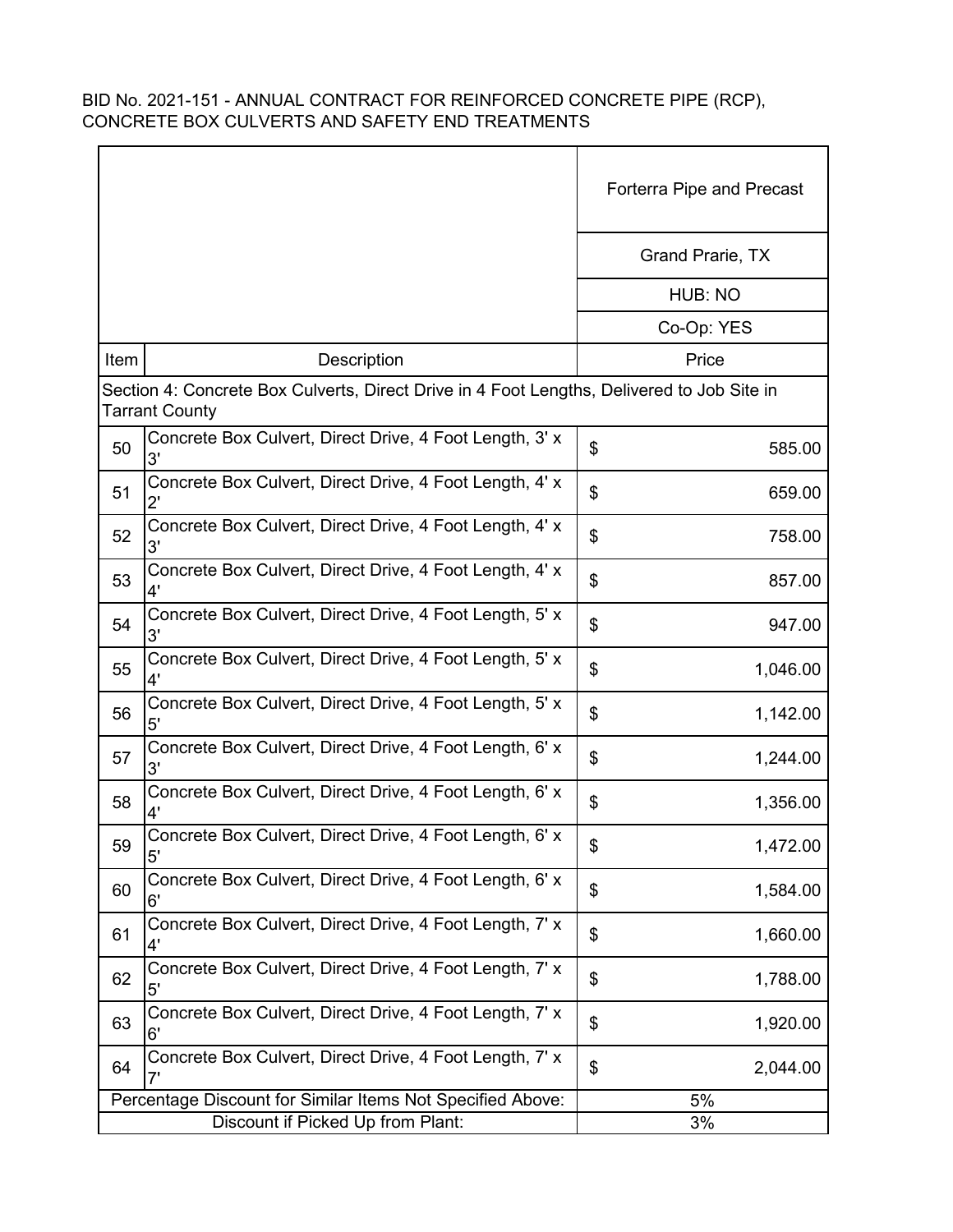BID No. 2021-151 - ANNUAL CONTRACT FOR REINFORCED CONCRETE PIPE (RCP), CONCRETE BOX CULVERTS AND SAFETY END TREATMENTS

| | | Forterra Pipe and Precast |
|---|---|---|
| | | Grand Prarie, TX |
| | | HUB: NO |
| | | Co-Op: YES |
| Item | Description | Price |
| Section 4: Concrete Box Culverts, Direct Drive in 4 Foot Lengths, Delivered to Job Site in Tarrant County | | |
| 50 | Concrete Box Culvert, Direct Drive, 4 Foot Length, 3' x 3' | $ 585.00 |
| 51 | Concrete Box Culvert, Direct Drive, 4 Foot Length, 4' x 2' | $ 659.00 |
| 52 | Concrete Box Culvert, Direct Drive, 4 Foot Length, 4' x 3' | $ 758.00 |
| 53 | Concrete Box Culvert, Direct Drive, 4 Foot Length, 4' x 4' | $ 857.00 |
| 54 | Concrete Box Culvert, Direct Drive, 4 Foot Length, 5' x 3' | $ 947.00 |
| 55 | Concrete Box Culvert, Direct Drive, 4 Foot Length, 5' x 4' | $ 1,046.00 |
| 56 | Concrete Box Culvert, Direct Drive, 4 Foot Length, 5' x 5' | $ 1,142.00 |
| 57 | Concrete Box Culvert, Direct Drive, 4 Foot Length, 6' x 3' | $ 1,244.00 |
| 58 | Concrete Box Culvert, Direct Drive, 4 Foot Length, 6' x 4' | $ 1,356.00 |
| 59 | Concrete Box Culvert, Direct Drive, 4 Foot Length, 6' x 5' | $ 1,472.00 |
| 60 | Concrete Box Culvert, Direct Drive, 4 Foot Length, 6' x 6' | $ 1,584.00 |
| 61 | Concrete Box Culvert, Direct Drive, 4 Foot Length, 7' x 4' | $ 1,660.00 |
| 62 | Concrete Box Culvert, Direct Drive, 4 Foot Length, 7' x 5' | $ 1,788.00 |
| 63 | Concrete Box Culvert, Direct Drive, 4 Foot Length, 7' x 6' | $ 1,920.00 |
| 64 | Concrete Box Culvert, Direct Drive, 4 Foot Length, 7' x 7' | $ 2,044.00 |
| Percentage Discount for Similar Items Not Specified Above: | | 5% |
| Discount if Picked Up from Plant: | | 3% |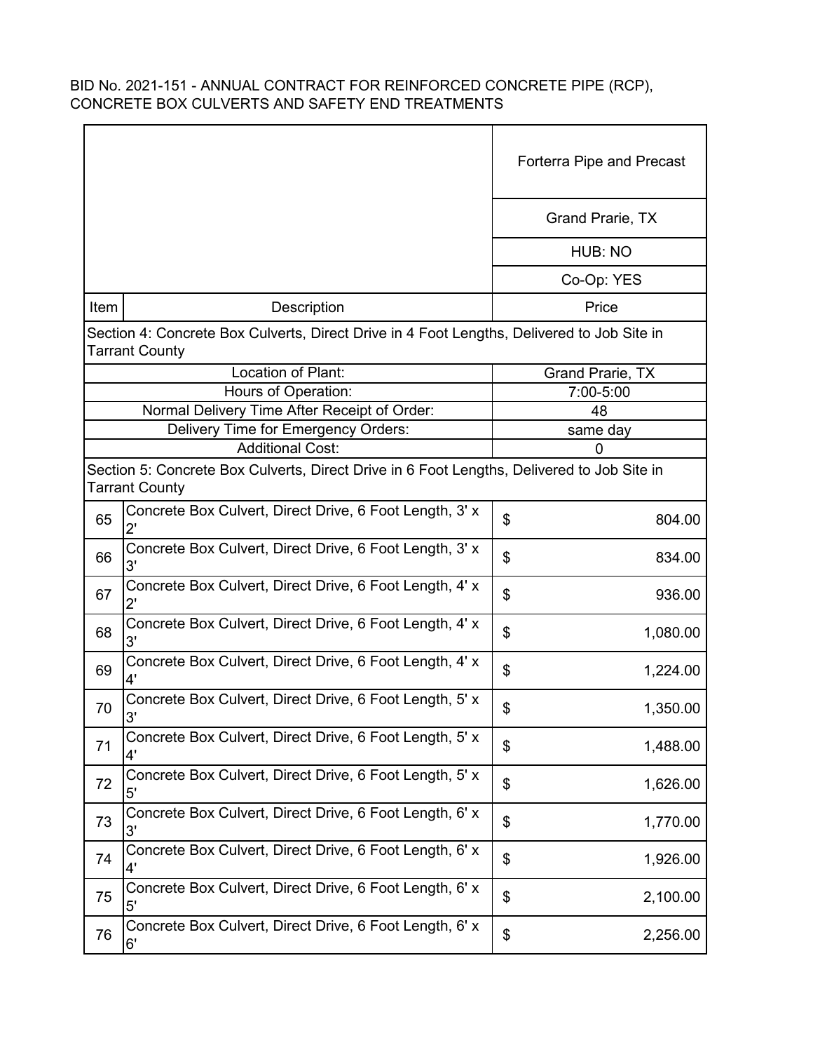BID No. 2021-151 - ANNUAL CONTRACT FOR REINFORCED CONCRETE PIPE (RCP), CONCRETE BOX CULVERTS AND SAFETY END TREATMENTS

| Item | Description | Forterra Pipe and Precast |
|---|---|---|
| | | Grand Prarie, TX |
| | | HUB: NO |
| | | Co-Op: YES |
| Item | Description | Price |
| Section 4: Concrete Box Culverts, Direct Drive in 4 Foot Lengths, Delivered to Job Site in Tarrant County | | |
| | Location of Plant: | Grand Prarie, TX |
| | Hours of Operation: | 7:00-5:00 |
| | Normal Delivery Time After Receipt of Order: | 48 |
| | Delivery Time for Emergency Orders: | same day |
| | Additional Cost: | 0 |
| Section 5: Concrete Box Culverts, Direct Drive in 6 Foot Lengths, Delivered to Job Site in Tarrant County | | |
| 65 | Concrete Box Culvert, Direct Drive, 6 Foot Length, 3' x 2' | $ 804.00 |
| 66 | Concrete Box Culvert, Direct Drive, 6 Foot Length, 3' x 3' | $ 834.00 |
| 67 | Concrete Box Culvert, Direct Drive, 6 Foot Length, 4' x 2' | $ 936.00 |
| 68 | Concrete Box Culvert, Direct Drive, 6 Foot Length, 4' x 3' | $ 1,080.00 |
| 69 | Concrete Box Culvert, Direct Drive, 6 Foot Length, 4' x 4' | $ 1,224.00 |
| 70 | Concrete Box Culvert, Direct Drive, 6 Foot Length, 5' x 3' | $ 1,350.00 |
| 71 | Concrete Box Culvert, Direct Drive, 6 Foot Length, 5' x 4' | $ 1,488.00 |
| 72 | Concrete Box Culvert, Direct Drive, 6 Foot Length, 5' x 5' | $ 1,626.00 |
| 73 | Concrete Box Culvert, Direct Drive, 6 Foot Length, 6' x 3' | $ 1,770.00 |
| 74 | Concrete Box Culvert, Direct Drive, 6 Foot Length, 6' x 4' | $ 1,926.00 |
| 75 | Concrete Box Culvert, Direct Drive, 6 Foot Length, 6' x 5' | $ 2,100.00 |
| 76 | Concrete Box Culvert, Direct Drive, 6 Foot Length, 6' x 6' | $ 2,256.00 |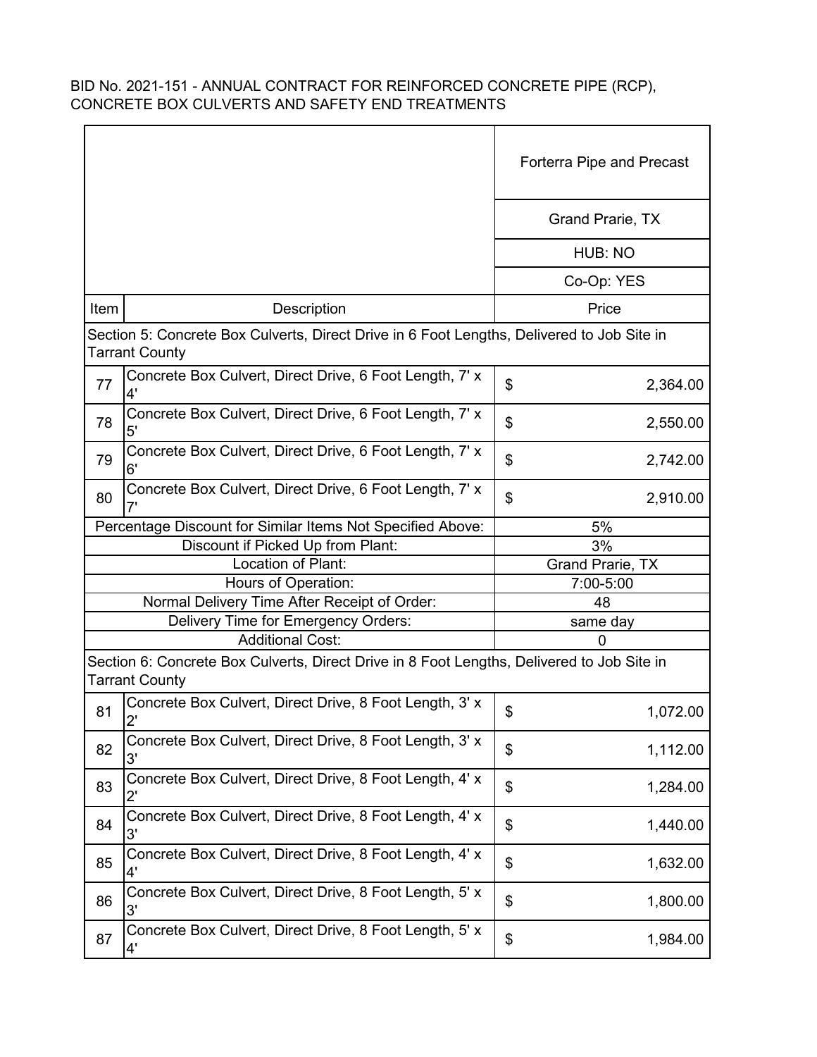BID No. 2021-151 - ANNUAL CONTRACT FOR REINFORCED CONCRETE PIPE (RCP), CONCRETE BOX CULVERTS AND SAFETY END TREATMENTS

| | | Forterra Pipe and Precast |
|---|---|---|
| | | Grand Prarie, TX |
| | | HUB: NO |
| | | Co-Op: YES |
| Item | Description | Price |
| Section 5: Concrete Box Culverts, Direct Drive in 6 Foot Lengths, Delivered to Job Site in Tarrant County | | |
| 77 | Concrete Box Culvert, Direct Drive, 6 Foot Length, 7' x 4' | $ 2,364.00 |
| 78 | Concrete Box Culvert, Direct Drive, 6 Foot Length, 7' x 5' | $ 2,550.00 |
| 79 | Concrete Box Culvert, Direct Drive, 6 Foot Length, 7' x 6' | $ 2,742.00 |
| 80 | Concrete Box Culvert, Direct Drive, 6 Foot Length, 7' x 7' | $ 2,910.00 |
| Percentage Discount for Similar Items Not Specified Above: | | 5% |
| Discount if Picked Up from Plant: | | 3% |
| Location of Plant: | | Grand Prarie, TX |
| Hours of Operation: | | 7:00-5:00 |
| Normal Delivery Time After Receipt of Order: | | 48 |
| Delivery Time for Emergency Orders: | | same day |
| Additional Cost: | | 0 |
| Section 6: Concrete Box Culverts, Direct Drive in 8 Foot Lengths, Delivered to Job Site in Tarrant County | | |
| 81 | Concrete Box Culvert, Direct Drive, 8 Foot Length, 3' x 2' | $ 1,072.00 |
| 82 | Concrete Box Culvert, Direct Drive, 8 Foot Length, 3' x 3' | $ 1,112.00 |
| 83 | Concrete Box Culvert, Direct Drive, 8 Foot Length, 4' x 2' | $ 1,284.00 |
| 84 | Concrete Box Culvert, Direct Drive, 8 Foot Length, 4' x 3' | $ 1,440.00 |
| 85 | Concrete Box Culvert, Direct Drive, 8 Foot Length, 4' x 4' | $ 1,632.00 |
| 86 | Concrete Box Culvert, Direct Drive, 8 Foot Length, 5' x 3' | $ 1,800.00 |
| 87 | Concrete Box Culvert, Direct Drive, 8 Foot Length, 5' x 4' | $ 1,984.00 |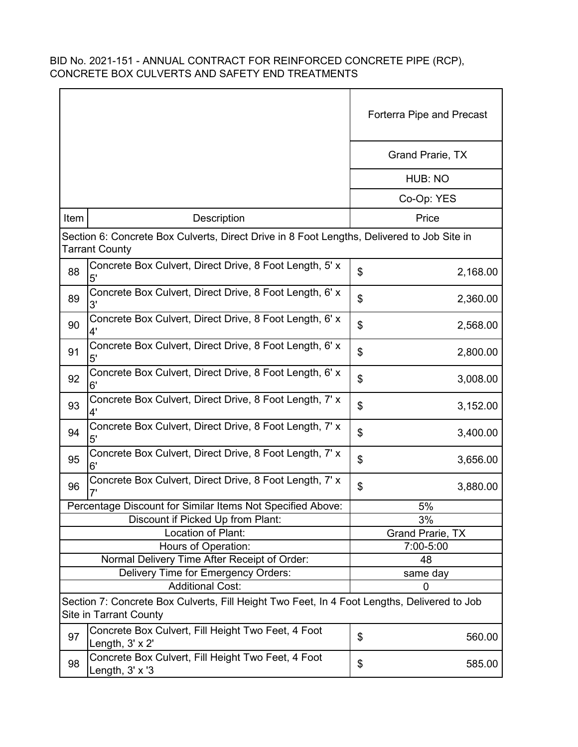BID No. 2021-151 - ANNUAL CONTRACT FOR REINFORCED CONCRETE PIPE (RCP), CONCRETE BOX CULVERTS AND SAFETY END TREATMENTS

| | | Forterra Pipe and Precast |
|---|---|---|
| | | Grand Prarie, TX |
| | | HUB: NO |
| | | Co-Op: YES |
| Item | Description | Price |
| Section 6: Concrete Box Culverts, Direct Drive in 8 Foot Lengths, Delivered to Job Site in Tarrant County | | |
| 88 | Concrete Box Culvert, Direct Drive, 8 Foot Length, 5' x 5' | $ 2,168.00 |
| 89 | Concrete Box Culvert, Direct Drive, 8 Foot Length, 6' x 3' | $ 2,360.00 |
| 90 | Concrete Box Culvert, Direct Drive, 8 Foot Length, 6' x 4' | $ 2,568.00 |
| 91 | Concrete Box Culvert, Direct Drive, 8 Foot Length, 6' x 5' | $ 2,800.00 |
| 92 | Concrete Box Culvert, Direct Drive, 8 Foot Length, 6' x 6' | $ 3,008.00 |
| 93 | Concrete Box Culvert, Direct Drive, 8 Foot Length, 7' x 4' | $ 3,152.00 |
| 94 | Concrete Box Culvert, Direct Drive, 8 Foot Length, 7' x 5' | $ 3,400.00 |
| 95 | Concrete Box Culvert, Direct Drive, 8 Foot Length, 7' x 6' | $ 3,656.00 |
| 96 | Concrete Box Culvert, Direct Drive, 8 Foot Length, 7' x 7' | $ 3,880.00 |
| Percentage Discount for Similar Items Not Specified Above: | | 5% |
| Discount if Picked Up from Plant: | | 3% |
| Location of Plant: | | Grand Prarie, TX |
| Hours of Operation: | | 7:00-5:00 |
| Normal Delivery Time After Receipt of Order: | | 48 |
| Delivery Time for Emergency Orders: | | same day |
| Additional Cost: | | 0 |
| Section 7: Concrete Box Culverts, Fill Height Two Feet, In 4 Foot Lengths, Delivered to Job Site in Tarrant County | | |
| 97 | Concrete Box Culvert, Fill Height Two Feet, 4 Foot Length, 3' x 2' | $ 560.00 |
| 98 | Concrete Box Culvert, Fill Height Two Feet, 4 Foot Length, 3' x '3 | $ 585.00 |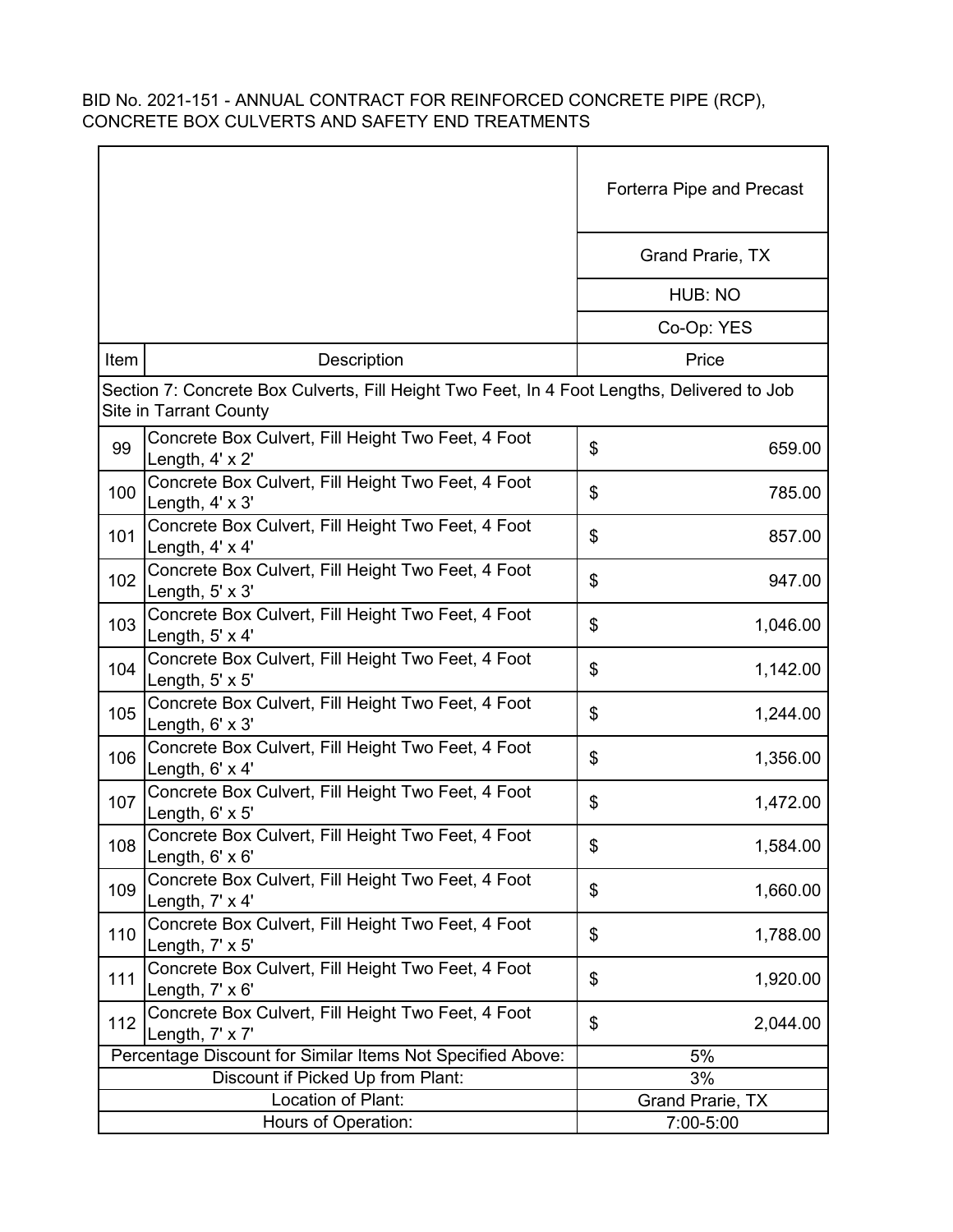BID No. 2021-151 - ANNUAL CONTRACT FOR REINFORCED CONCRETE PIPE (RCP), CONCRETE BOX CULVERTS AND SAFETY END TREATMENTS

| | | Forterra Pipe and Precast |
|---|---|---|
| | | Grand Prarie, TX |
| | | HUB: NO |
| | | Co-Op: YES |
| Item | Description | Price |
| Section 7: Concrete Box Culverts, Fill Height Two Feet, In 4 Foot Lengths, Delivered to Job Site in Tarrant County | | |
| 99 | Concrete Box Culvert, Fill Height Two Feet, 4 Foot Length, 4' x 2' | $ 659.00 |
| 100 | Concrete Box Culvert, Fill Height Two Feet, 4 Foot Length, 4' x 3' | $ 785.00 |
| 101 | Concrete Box Culvert, Fill Height Two Feet, 4 Foot Length, 4' x 4' | $ 857.00 |
| 102 | Concrete Box Culvert, Fill Height Two Feet, 4 Foot Length, 5' x 3' | $ 947.00 |
| 103 | Concrete Box Culvert, Fill Height Two Feet, 4 Foot Length, 5' x 4' | $ 1,046.00 |
| 104 | Concrete Box Culvert, Fill Height Two Feet, 4 Foot Length, 5' x 5' | $ 1,142.00 |
| 105 | Concrete Box Culvert, Fill Height Two Feet, 4 Foot Length, 6' x 3' | $ 1,244.00 |
| 106 | Concrete Box Culvert, Fill Height Two Feet, 4 Foot Length, 6' x 4' | $ 1,356.00 |
| 107 | Concrete Box Culvert, Fill Height Two Feet, 4 Foot Length, 6' x 5' | $ 1,472.00 |
| 108 | Concrete Box Culvert, Fill Height Two Feet, 4 Foot Length, 6' x 6' | $ 1,584.00 |
| 109 | Concrete Box Culvert, Fill Height Two Feet, 4 Foot Length, 7' x 4' | $ 1,660.00 |
| 110 | Concrete Box Culvert, Fill Height Two Feet, 4 Foot Length, 7' x 5' | $ 1,788.00 |
| 111 | Concrete Box Culvert, Fill Height Two Feet, 4 Foot Length, 7' x 6' | $ 1,920.00 |
| 112 | Concrete Box Culvert, Fill Height Two Feet, 4 Foot Length, 7' x 7' | $ 2,044.00 |
| Percentage Discount for Similar Items Not Specified Above: | | 5% |
| Discount if Picked Up from Plant: | | 3% |
| Location of Plant: | | Grand Prarie, TX |
| Hours of Operation: | | 7:00-5:00 |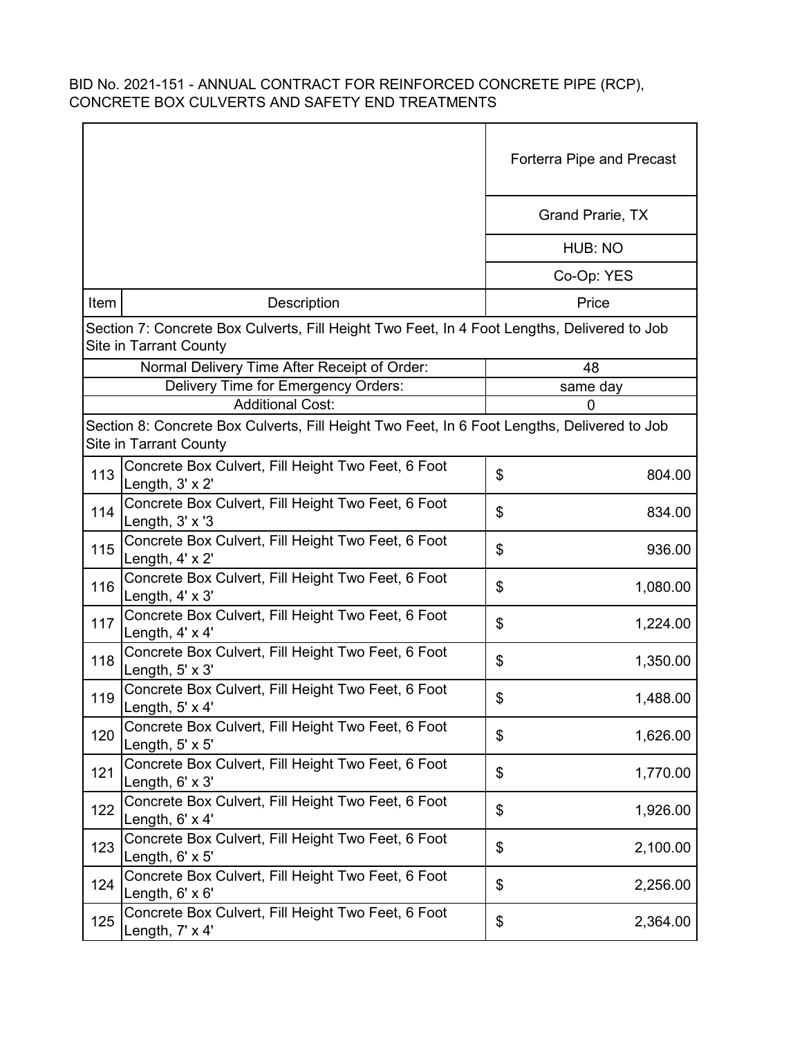BID No. 2021-151 - ANNUAL CONTRACT FOR REINFORCED CONCRETE PIPE (RCP), CONCRETE BOX CULVERTS AND SAFETY END TREATMENTS

| | | Forterra Pipe and Precast |
|---|---|---|
| | | Grand Prarie, TX |
| | | HUB: NO |
| | | Co-Op: YES |
| Item | Description | Price |
| Section 7: Concrete Box Culverts, Fill Height Two Feet, In 4 Foot Lengths, Delivered to Job Site in Tarrant County | | |
| | Normal Delivery Time After Receipt of Order: | 48 |
| | Delivery Time for Emergency Orders: | same day |
| | Additional Cost: | 0 |
| Section 8: Concrete Box Culverts, Fill Height Two Feet, In 6 Foot Lengths, Delivered to Job Site in Tarrant County | | |
| 113 | Concrete Box Culvert, Fill Height Two Feet, 6 Foot Length, 3' x 2' | $ 804.00 |
| 114 | Concrete Box Culvert, Fill Height Two Feet, 6 Foot Length, 3' x '3 | $ 834.00 |
| 115 | Concrete Box Culvert, Fill Height Two Feet, 6 Foot Length, 4' x 2' | $ 936.00 |
| 116 | Concrete Box Culvert, Fill Height Two Feet, 6 Foot Length, 4' x 3' | $ 1,080.00 |
| 117 | Concrete Box Culvert, Fill Height Two Feet, 6 Foot Length, 4' x 4' | $ 1,224.00 |
| 118 | Concrete Box Culvert, Fill Height Two Feet, 6 Foot Length, 5' x 3' | $ 1,350.00 |
| 119 | Concrete Box Culvert, Fill Height Two Feet, 6 Foot Length, 5' x 4' | $ 1,488.00 |
| 120 | Concrete Box Culvert, Fill Height Two Feet, 6 Foot Length, 5' x 5' | $ 1,626.00 |
| 121 | Concrete Box Culvert, Fill Height Two Feet, 6 Foot Length, 6' x 3' | $ 1,770.00 |
| 122 | Concrete Box Culvert, Fill Height Two Feet, 6 Foot Length, 6' x 4' | $ 1,926.00 |
| 123 | Concrete Box Culvert, Fill Height Two Feet, 6 Foot Length, 6' x 5' | $ 2,100.00 |
| 124 | Concrete Box Culvert, Fill Height Two Feet, 6 Foot Length, 6' x 6' | $ 2,256.00 |
| 125 | Concrete Box Culvert, Fill Height Two Feet, 6 Foot Length, 7' x 4' | $ 2,364.00 |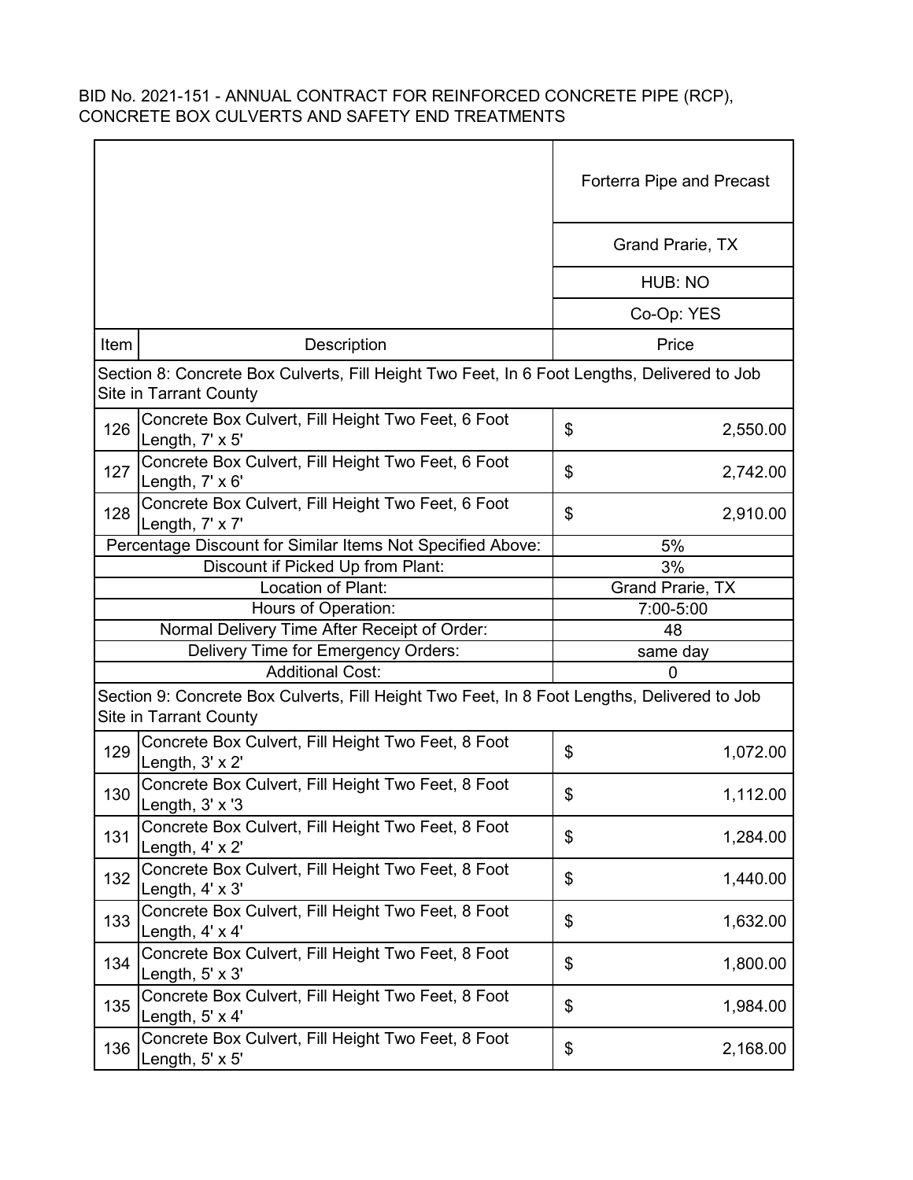BID No. 2021-151 - ANNUAL CONTRACT FOR REINFORCED CONCRETE PIPE (RCP), CONCRETE BOX CULVERTS AND SAFETY END TREATMENTS

| | | Forterra Pipe and Precast |
|---|---|---|
| | | Grand Prarie, TX |
| | | HUB: NO |
| | | Co-Op: YES |
| Item | Description | Price |
| Section 8: Concrete Box Culverts, Fill Height Two Feet, In 6 Foot Lengths, Delivered to Job Site in Tarrant County | | |
| 126 | Concrete Box Culvert, Fill Height Two Feet, 6 Foot Length, 7' x 5' | $ 2,550.00 |
| 127 | Concrete Box Culvert, Fill Height Two Feet, 6 Foot Length, 7' x 6' | $ 2,742.00 |
| 128 | Concrete Box Culvert, Fill Height Two Feet, 6 Foot Length, 7' x 7' | $ 2,910.00 |
| Percentage Discount for Similar Items Not Specified Above: | | 5% |
| Discount if Picked Up from Plant: | | 3% |
| Location of Plant: | | Grand Prarie, TX |
| Hours of Operation: | | 7:00-5:00 |
| Normal Delivery Time After Receipt of Order: | | 48 |
| Delivery Time for Emergency Orders: | | same day |
| Additional Cost: | | 0 |
| Section 9: Concrete Box Culverts, Fill Height Two Feet, In 8 Foot Lengths, Delivered to Job Site in Tarrant County | | |
| 129 | Concrete Box Culvert, Fill Height Two Feet, 8 Foot Length, 3' x 2' | $ 1,072.00 |
| 130 | Concrete Box Culvert, Fill Height Two Feet, 8 Foot Length, 3' x '3 | $ 1,112.00 |
| 131 | Concrete Box Culvert, Fill Height Two Feet, 8 Foot Length, 4' x 2' | $ 1,284.00 |
| 132 | Concrete Box Culvert, Fill Height Two Feet, 8 Foot Length, 4' x 3' | $ 1,440.00 |
| 133 | Concrete Box Culvert, Fill Height Two Feet, 8 Foot Length, 4' x 4' | $ 1,632.00 |
| 134 | Concrete Box Culvert, Fill Height Two Feet, 8 Foot Length, 5' x 3' | $ 1,800.00 |
| 135 | Concrete Box Culvert, Fill Height Two Feet, 8 Foot Length, 5' x 4' | $ 1,984.00 |
| 136 | Concrete Box Culvert, Fill Height Two Feet, 8 Foot Length, 5' x 5' | $ 2,168.00 |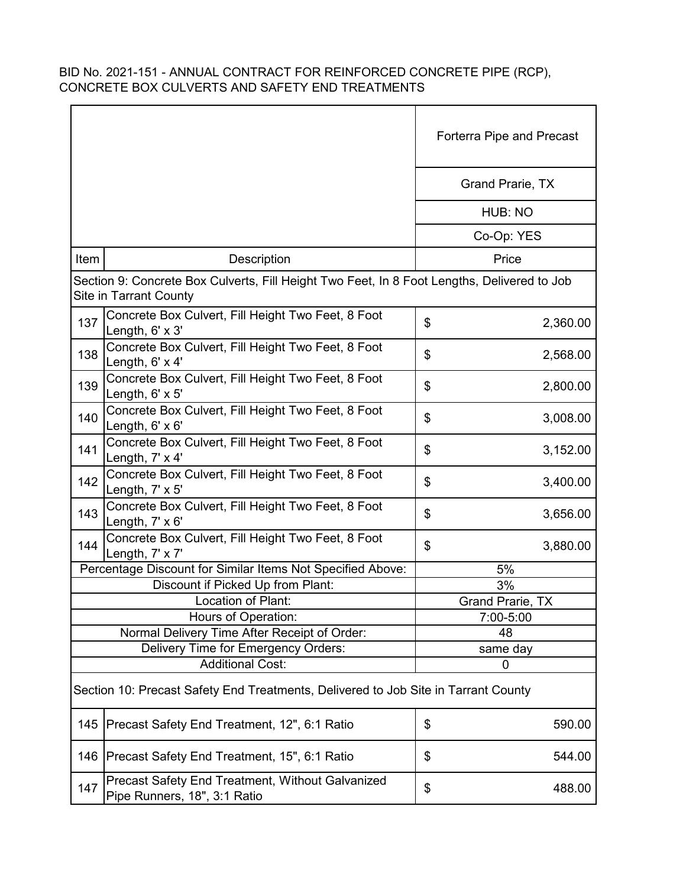BID No. 2021-151 - ANNUAL CONTRACT FOR REINFORCED CONCRETE PIPE (RCP), CONCRETE BOX CULVERTS AND SAFETY END TREATMENTS

| | | Forterra Pipe and Precast |
|---|---|---|
| | | Grand Prarie, TX |
| | | HUB: NO |
| | | Co-Op: YES |
| **Item** | **Description** | **Price** |
| Section 9: Concrete Box Culverts, Fill Height Two Feet, In 8 Foot Lengths, Delivered to Job Site in Tarrant County | | |
| 137 | Concrete Box Culvert, Fill Height Two Feet, 8 Foot Length, 6' x 3' | $ 2,360.00 |
| 138 | Concrete Box Culvert, Fill Height Two Feet, 8 Foot Length, 6' x 4' | $ 2,568.00 |
| 139 | Concrete Box Culvert, Fill Height Two Feet, 8 Foot Length, 6' x 5' | $ 2,800.00 |
| 140 | Concrete Box Culvert, Fill Height Two Feet, 8 Foot Length, 6' x 6' | $ 3,008.00 |
| 141 | Concrete Box Culvert, Fill Height Two Feet, 8 Foot Length, 7' x 4' | $ 3,152.00 |
| 142 | Concrete Box Culvert, Fill Height Two Feet, 8 Foot Length, 7' x 5' | $ 3,400.00 |
| 143 | Concrete Box Culvert, Fill Height Two Feet, 8 Foot Length, 7' x 6' | $ 3,656.00 |
| 144 | Concrete Box Culvert, Fill Height Two Feet, 8 Foot Length, 7' x 7' | $ 3,880.00 |
| | Percentage Discount for Similar Items Not Specified Above: | 5% |
| | Discount if Picked Up from Plant: | 3% |
| | Location of Plant: | Grand Prarie, TX |
| | Hours of Operation: | 7:00-5:00 |
| | Normal Delivery Time After Receipt of Order: | 48 |
| | Delivery Time for Emergency Orders: | same day |
| | Additional Cost: | 0 |
| Section 10: Precast Safety End Treatments, Delivered to Job Site in Tarrant County | | |
| 145 | Precast Safety End Treatment, 12", 6:1 Ratio | $ 590.00 |
| 146 | Precast Safety End Treatment, 15", 6:1 Ratio | $ 544.00 |
| 147 | Precast Safety End Treatment, Without Galvanized Pipe Runners, 18", 3:1 Ratio | $ 488.00 |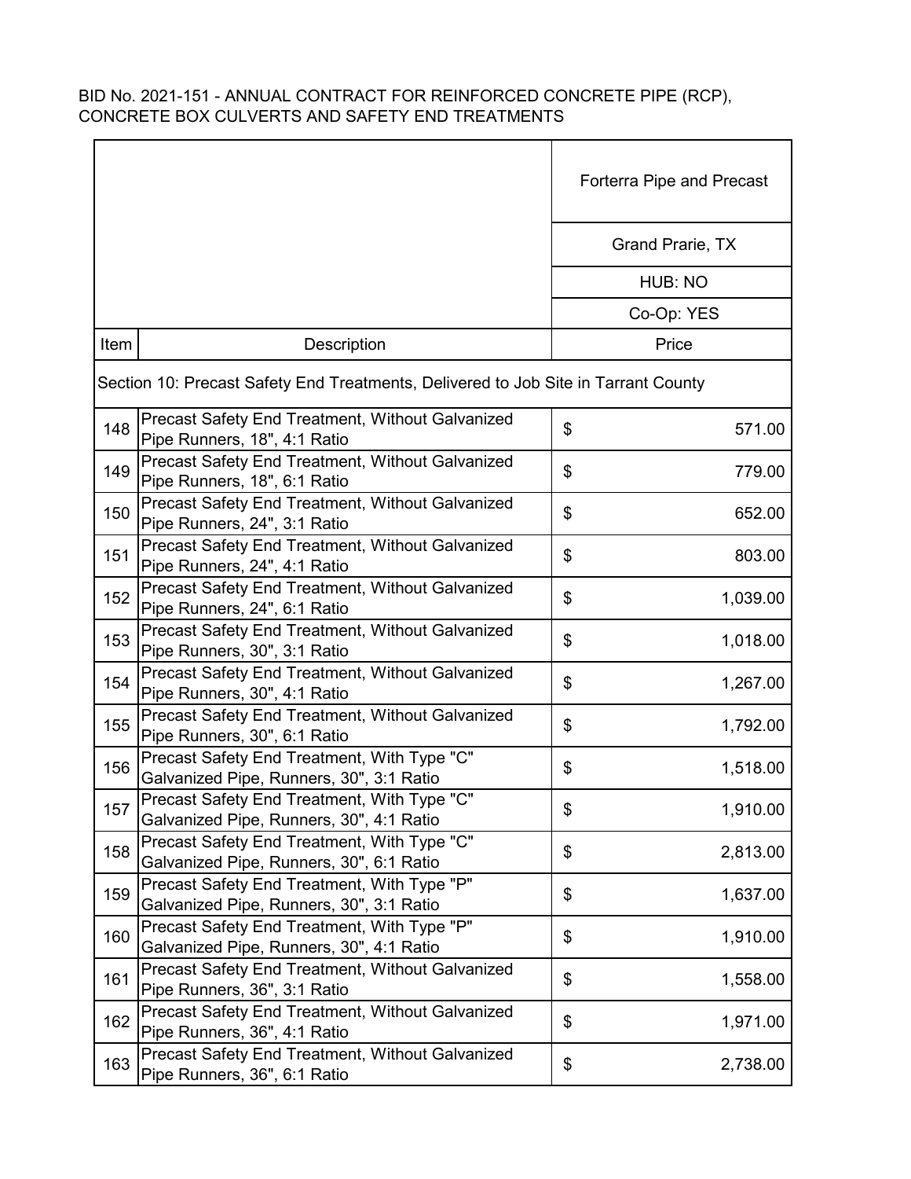BID No. 2021-151 - ANNUAL CONTRACT FOR REINFORCED CONCRETE PIPE (RCP), CONCRETE BOX CULVERTS AND SAFETY END TREATMENTS

| | | Forterra Pipe and Precast |
|---|---|---|
| | | Grand Prarie, TX |
| | | HUB: NO |
| | | Co-Op: YES |
| Item | Description | Price |
| Section 10: Precast Safety End Treatments, Delivered to Job Site in Tarrant County | | |
| 148 | Precast Safety End Treatment, Without Galvanized Pipe Runners, 18", 4:1 Ratio | $ 571.00 |
| 149 | Precast Safety End Treatment, Without Galvanized Pipe Runners, 18", 6:1 Ratio | $ 779.00 |
| 150 | Precast Safety End Treatment, Without Galvanized Pipe Runners, 24", 3:1 Ratio | $ 652.00 |
| 151 | Precast Safety End Treatment, Without Galvanized Pipe Runners, 24", 4:1 Ratio | $ 803.00 |
| 152 | Precast Safety End Treatment, Without Galvanized Pipe Runners, 24", 6:1 Ratio | $ 1,039.00 |
| 153 | Precast Safety End Treatment, Without Galvanized Pipe Runners, 30", 3:1 Ratio | $ 1,018.00 |
| 154 | Precast Safety End Treatment, Without Galvanized Pipe Runners, 30", 4:1 Ratio | $ 1,267.00 |
| 155 | Precast Safety End Treatment, Without Galvanized Pipe Runners, 30", 6:1 Ratio | $ 1,792.00 |
| 156 | Precast Safety End Treatment, With Type "C" Galvanized Pipe, Runners, 30", 3:1 Ratio | $ 1,518.00 |
| 157 | Precast Safety End Treatment, With Type "C" Galvanized Pipe, Runners, 30", 4:1 Ratio | $ 1,910.00 |
| 158 | Precast Safety End Treatment, With Type "C" Galvanized Pipe, Runners, 30", 6:1 Ratio | $ 2,813.00 |
| 159 | Precast Safety End Treatment, With Type "P" Galvanized Pipe, Runners, 30", 3:1 Ratio | $ 1,637.00 |
| 160 | Precast Safety End Treatment, With Type "P" Galvanized Pipe, Runners, 30", 4:1 Ratio | $ 1,910.00 |
| 161 | Precast Safety End Treatment, Without Galvanized Pipe Runners, 36", 3:1 Ratio | $ 1,558.00 |
| 162 | Precast Safety End Treatment, Without Galvanized Pipe Runners, 36", 4:1 Ratio | $ 1,971.00 |
| 163 | Precast Safety End Treatment, Without Galvanized Pipe Runners, 36", 6:1 Ratio | $ 2,738.00 |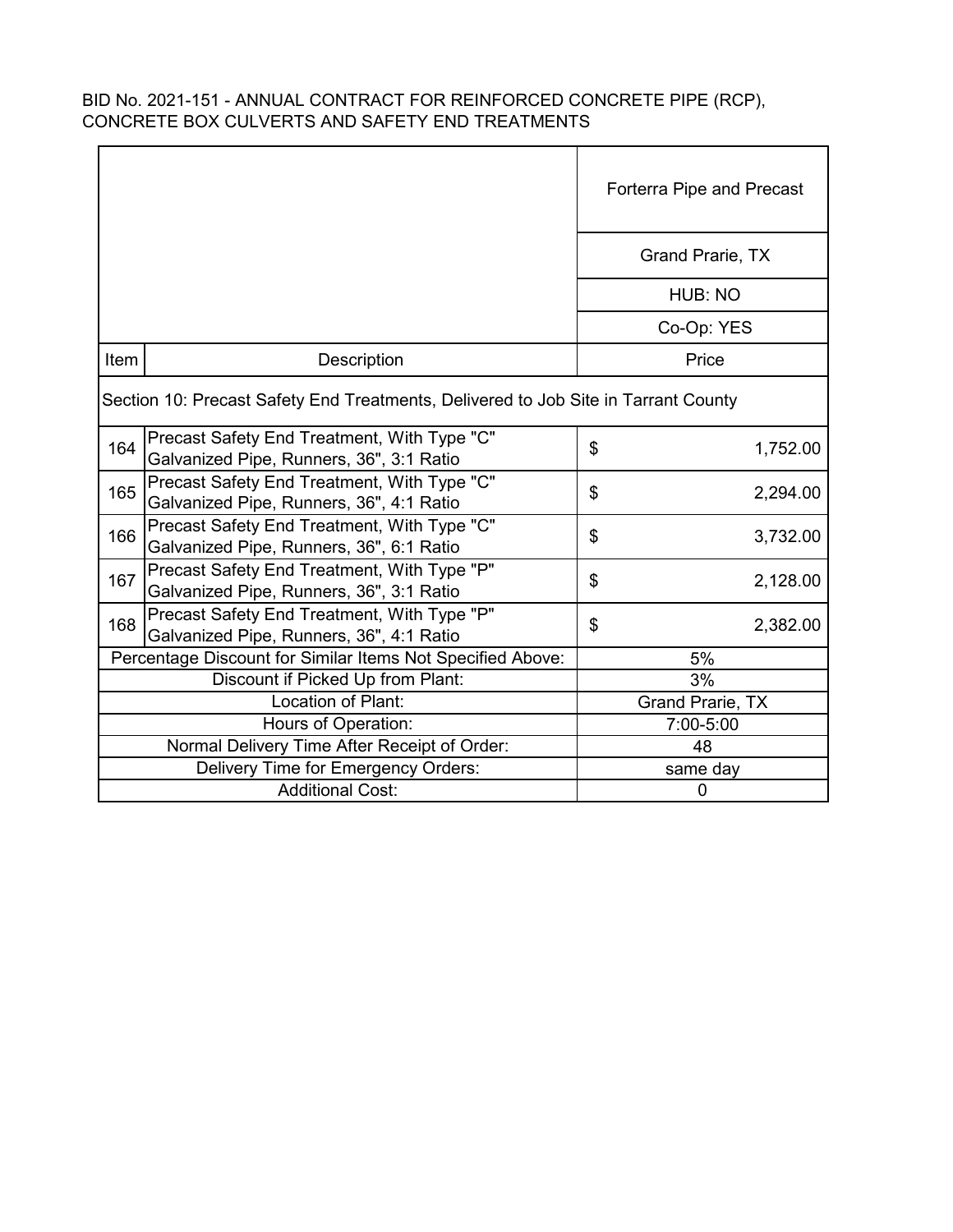BID No. 2021-151 - ANNUAL CONTRACT FOR REINFORCED CONCRETE PIPE (RCP), CONCRETE BOX CULVERTS AND SAFETY END TREATMENTS

| | | |
|---|---|---|
| | | Forterra Pipe and Precast |
| | | Grand Prarie, TX |
| | | HUB: NO |
| | | Co-Op: YES |
| Item | Description | Price |
| Section 10: Precast Safety End Treatments, Delivered to Job Site in Tarrant County | | |
| 164 | Precast Safety End Treatment, With Type "C" Galvanized Pipe, Runners, 36", 3:1 Ratio | $ 1,752.00 |
| 165 | Precast Safety End Treatment, With Type "C" Galvanized Pipe, Runners, 36", 4:1 Ratio | $ 2,294.00 |
| 166 | Precast Safety End Treatment, With Type "C" Galvanized Pipe, Runners, 36", 6:1 Ratio | $ 3,732.00 |
| 167 | Precast Safety End Treatment, With Type "P" Galvanized Pipe, Runners, 36", 3:1 Ratio | $ 2,128.00 |
| 168 | Precast Safety End Treatment, With Type "P" Galvanized Pipe, Runners, 36", 4:1 Ratio | $ 2,382.00 |
| Percentage Discount for Similar Items Not Specified Above: | | 5% |
| Discount if Picked Up from Plant: | | 3% |
| Location of Plant: | | Grand Prarie, TX |
| Hours of Operation: | | 7:00-5:00 |
| Normal Delivery Time After Receipt of Order: | | 48 |
| Delivery Time for Emergency Orders: | | same day |
| Additional Cost: | | 0 |